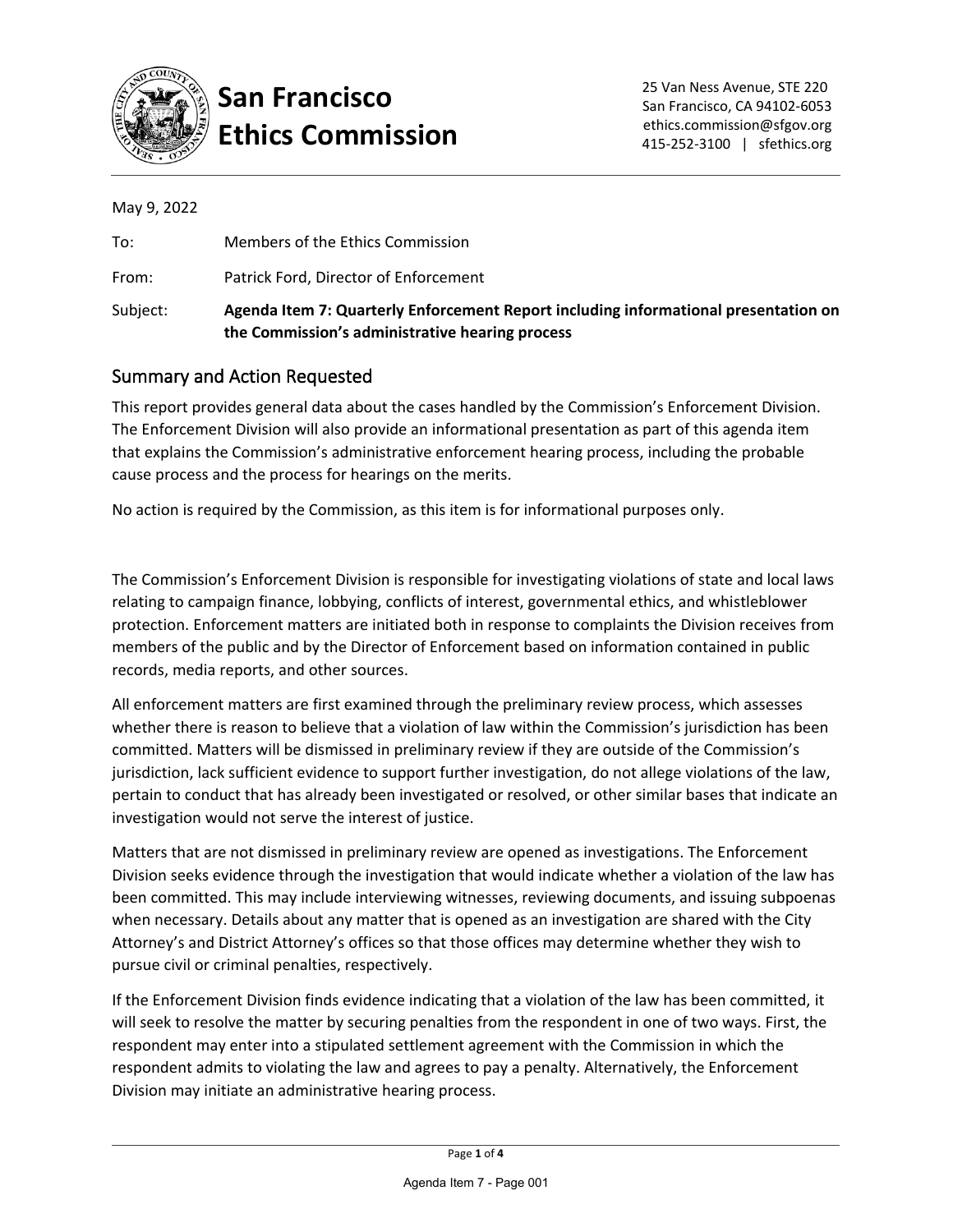# San Francisco Ethics Commission

25 Van Ness Avenue, STE 220
San Francisco, CA 94102-6053
ethics.commission@sfgov.org
415-252-3100 | sfethics.org

May 9, 2022

To: Members of the Ethics Commission

From: Patrick Ford, Director of Enforcement

Subject: **Agenda Item 7: Quarterly Enforcement Report including informational presentation on the Commission's administrative hearing process**

## Summary and Action Requested

This report provides general data about the cases handled by the Commission's Enforcement Division. The Enforcement Division will also provide an informational presentation as part of this agenda item that explains the Commission's administrative enforcement hearing process, including the probable cause process and the process for hearings on the merits.

No action is required by the Commission, as this item is for informational purposes only.

The Commission's Enforcement Division is responsible for investigating violations of state and local laws relating to campaign finance, lobbying, conflicts of interest, governmental ethics, and whistleblower protection. Enforcement matters are initiated both in response to complaints the Division receives from members of the public and by the Director of Enforcement based on information contained in public records, media reports, and other sources.

All enforcement matters are first examined through the preliminary review process, which assesses whether there is reason to believe that a violation of law within the Commission's jurisdiction has been committed. Matters will be dismissed in preliminary review if they are outside of the Commission's jurisdiction, lack sufficient evidence to support further investigation, do not allege violations of the law, pertain to conduct that has already been investigated or resolved, or other similar bases that indicate an investigation would not serve the interest of justice.

Matters that are not dismissed in preliminary review are opened as investigations. The Enforcement Division seeks evidence through the investigation that would indicate whether a violation of the law has been committed. This may include interviewing witnesses, reviewing documents, and issuing subpoenas when necessary. Details about any matter that is opened as an investigation are shared with the City Attorney's and District Attorney's offices so that those offices may determine whether they wish to pursue civil or criminal penalties, respectively.

If the Enforcement Division finds evidence indicating that a violation of the law has been committed, it will seek to resolve the matter by securing penalties from the respondent in one of two ways. First, the respondent may enter into a stipulated settlement agreement with the Commission in which the respondent admits to violating the law and agrees to pay a penalty. Alternatively, the Enforcement Division may initiate an administrative hearing process.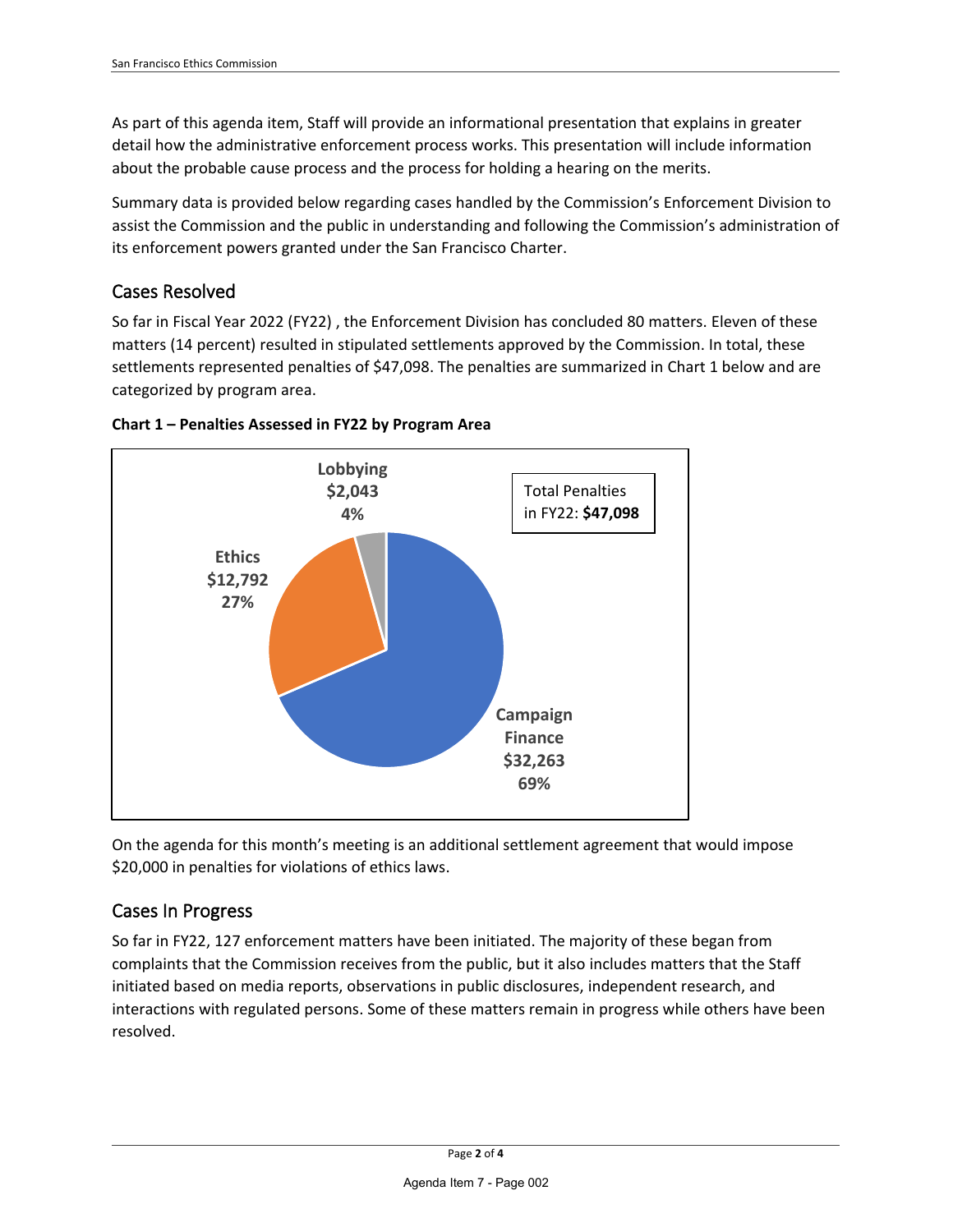As part of this agenda item, Staff will provide an informational presentation that explains in greater detail how the administrative enforcement process works. This presentation will include information about the probable cause process and the process for holding a hearing on the merits.

Summary data is provided below regarding cases handled by the Commission's Enforcement Division to assist the Commission and the public in understanding and following the Commission's administration of its enforcement powers granted under the San Francisco Charter.

## Cases Resolved

So far in Fiscal Year 2022 (FY22) , the Enforcement Division has concluded 80 matters. Eleven of these matters (14 percent) resulted in stipulated settlements approved by the Commission. In total, these settlements represented penalties of $47,098. The penalties are summarized in Chart 1 below and are categorized by program area.

**Chart 1 – Penalties Assessed in FY22 by Program Area**

| Program Area | Penalties | Percent |
|---|---|---|
| Campaign Finance | $32,263 | 69% |
| Ethics | $12,792 | 27% |
| Lobbying | $2,043 | 4% |

Total Penalties in FY22: **$47,098**

On the agenda for this month's meeting is an additional settlement agreement that would impose $20,000 in penalties for violations of ethics laws.

## Cases In Progress

So far in FY22, 127 enforcement matters have been initiated. The majority of these began from complaints that the Commission receives from the public, but it also includes matters that the Staff initiated based on media reports, observations in public disclosures, independent research, and interactions with regulated persons. Some of these matters remain in progress while others have been resolved.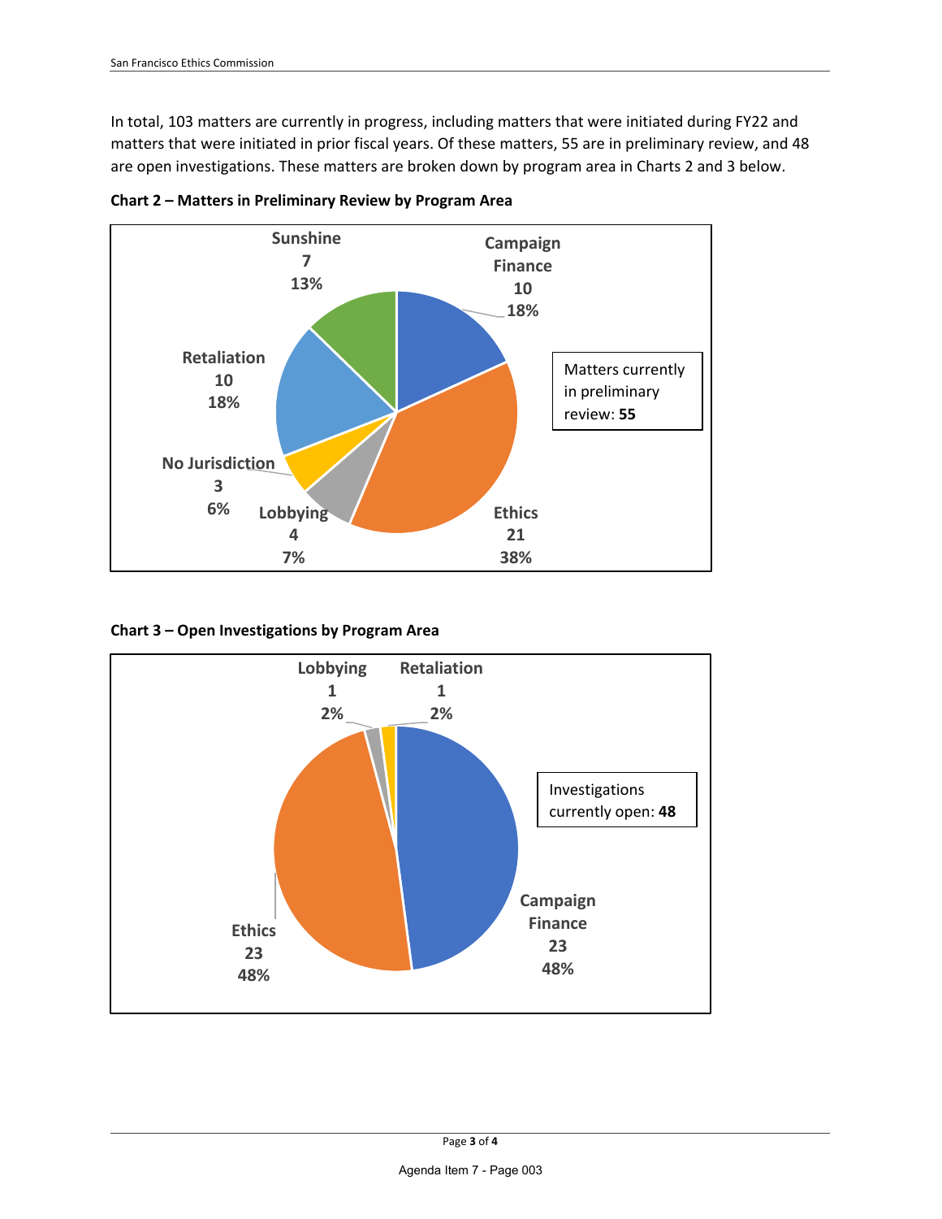In total, 103 matters are currently in progress, including matters that were initiated during FY22 and matters that were initiated in prior fiscal years. Of these matters, 55 are in preliminary review, and 48 are open investigations. These matters are broken down by program area in Charts 2 and 3 below.

**Chart 2 – Matters in Preliminary Review by Program Area**

| Program Area | Matters | Percent |
| --- | --- | --- |
| Campaign Finance | 10 | 18% |
| Ethics | 21 | 38% |
| Lobbying | 4 | 7% |
| No Jurisdiction | 3 | 6% |
| Retaliation | 10 | 18% |
| Sunshine | 7 | 13% |

Matters currently in preliminary review: **55**

**Chart 3 – Open Investigations by Program Area**

| Program Area | Investigations | Percent |
| --- | --- | --- |
| Campaign Finance | 23 | 48% |
| Ethics | 23 | 48% |
| Lobbying | 1 | 2% |
| Retaliation | 1 | 2% |

Investigations currently open: **48**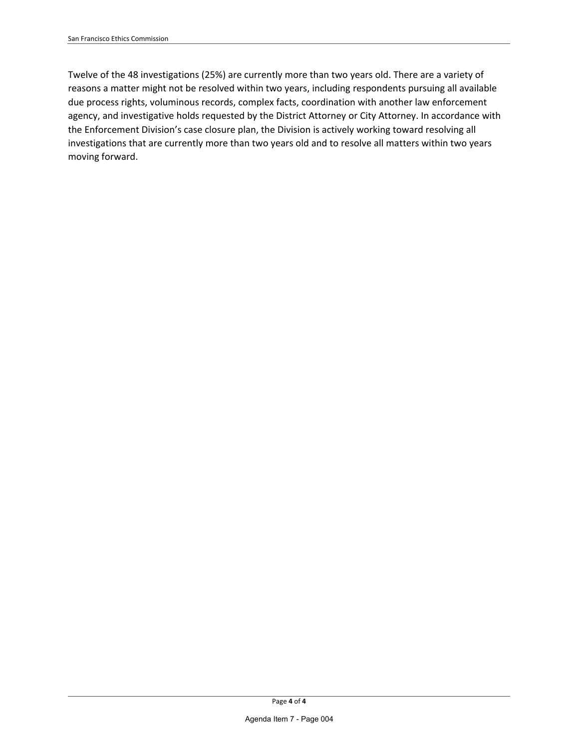Twelve of the 48 investigations (25%) are currently more than two years old. There are a variety of reasons a matter might not be resolved within two years, including respondents pursuing all available due process rights, voluminous records, complex facts, coordination with another law enforcement agency, and investigative holds requested by the District Attorney or City Attorney. In accordance with the Enforcement Division's case closure plan, the Division is actively working toward resolving all investigations that are currently more than two years old and to resolve all matters within two years moving forward.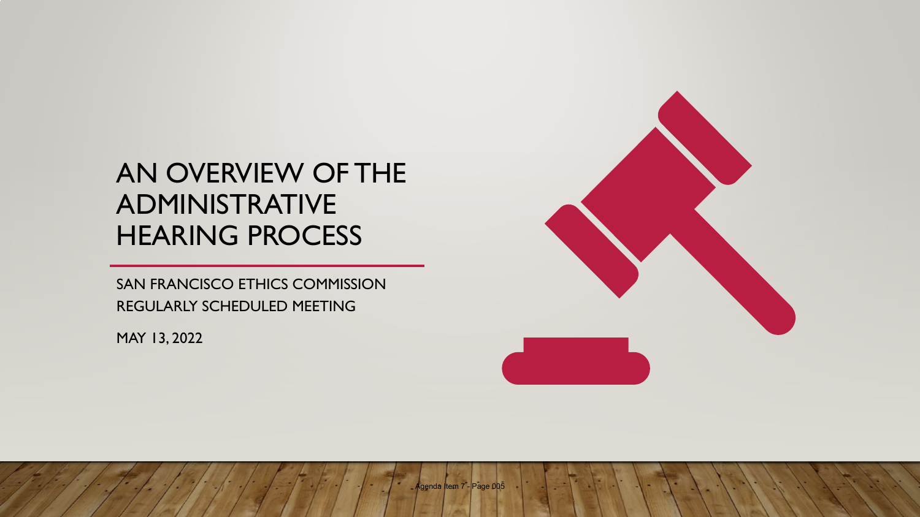# AN OVERVIEW OF THE ADMINISTRATIVE HEARING PROCESS

SAN FRANCISCO ETHICS COMMISSION
REGULARLY SCHEDULED MEETING

MAY 13, 2022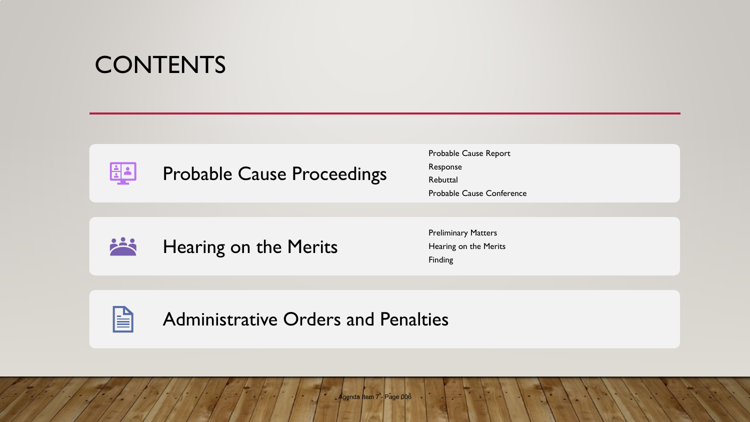# CONTENTS

## Probable Cause Proceedings

- Probable Cause Report
- Response
- Rebuttal
- Probable Cause Conference

## Hearing on the Merits

- Preliminary Matters
- Hearing on the Merits
- Finding

## Administrative Orders and Penalties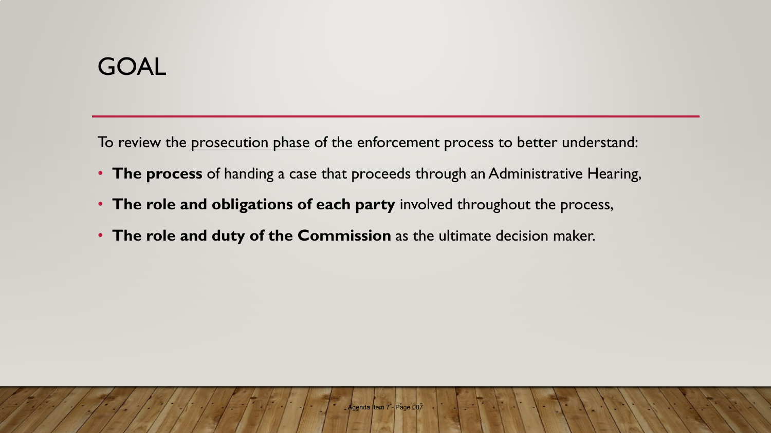# GOAL

To review the prosecution phase of the enforcement process to better understand:

- **The process** of handing a case that proceeds through an Administrative Hearing,
- **The role and obligations of each party** involved throughout the process,
- **The role and duty of the Commission** as the ultimate decision maker.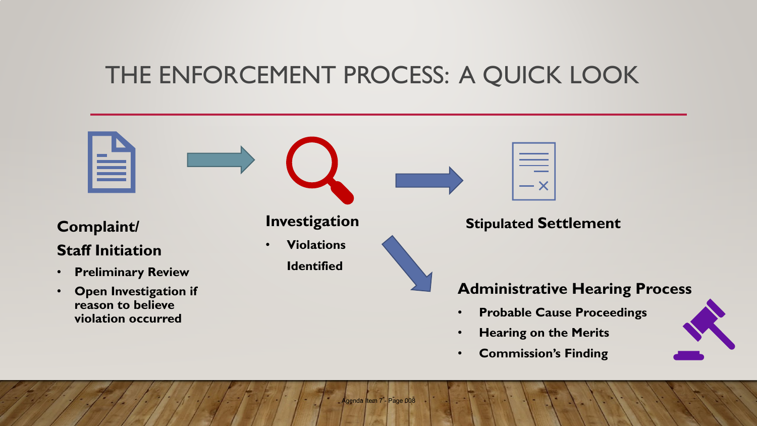# THE ENFORCEMENT PROCESS: A QUICK LOOK

**Complaint/ Staff Initiation**

- **Preliminary Review**
- **Open Investigation if reason to believe violation occurred**

**Investigation**

- **Violations Identified**

**Stipulated Settlement**

**Administrative Hearing Process**

- **Probable Cause Proceedings**
- **Hearing on the Merits**
- **Commission's Finding**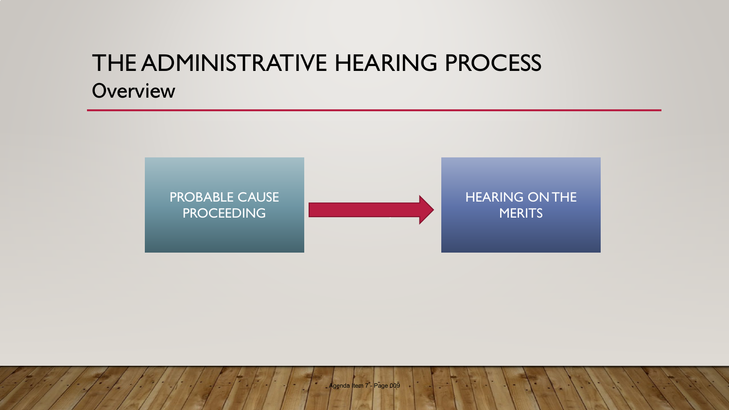# THE ADMINISTRATIVE HEARING PROCESS

## Overview

PROBABLE CAUSE PROCEEDING → HEARING ON THE MERITS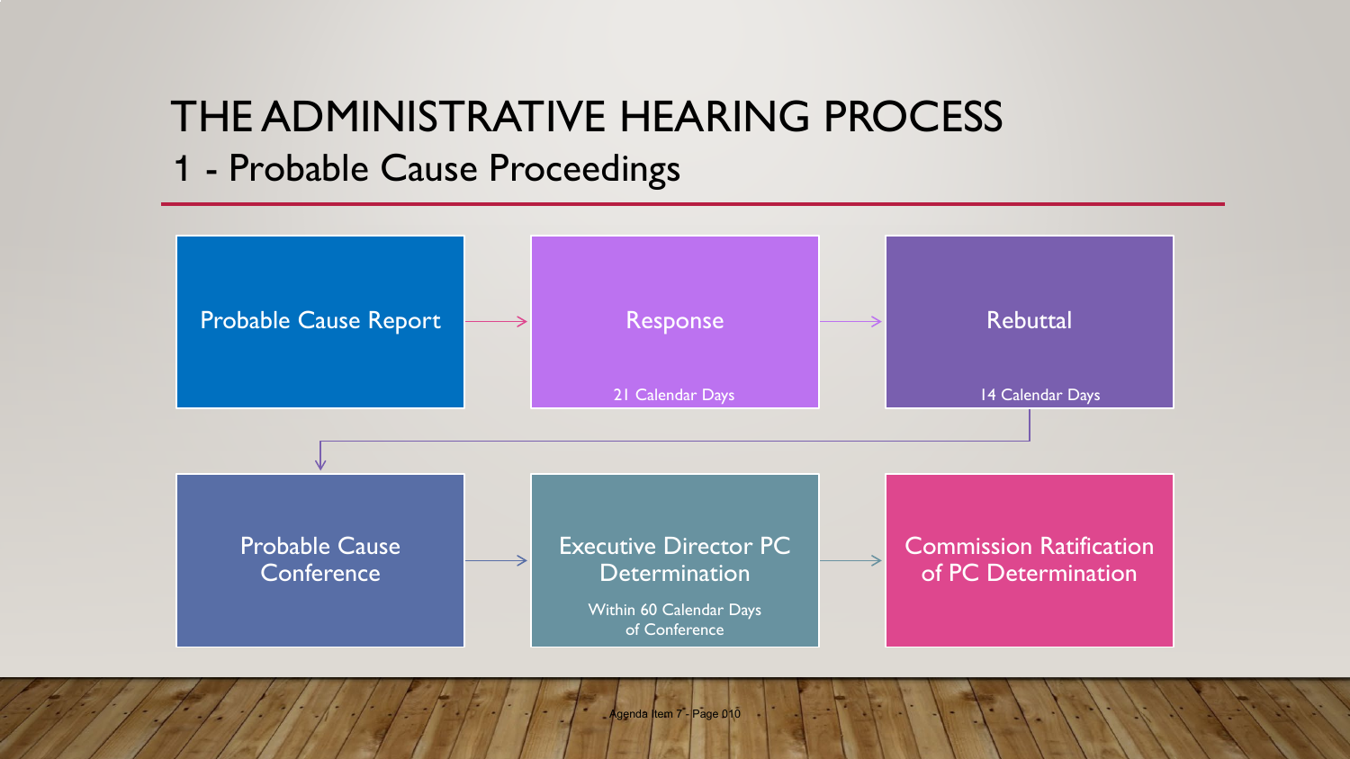# THE ADMINISTRATIVE HEARING PROCESS

## 1 - Probable Cause Proceedings

1. Probable Cause Report
2. Response
   - 21 Calendar Days
3. Rebuttal
   - 14 Calendar Days
4. Probable Cause Conference
5. Executive Director PC Determination
   - Within 60 Calendar Days of Conference
6. Commission Ratification of PC Determination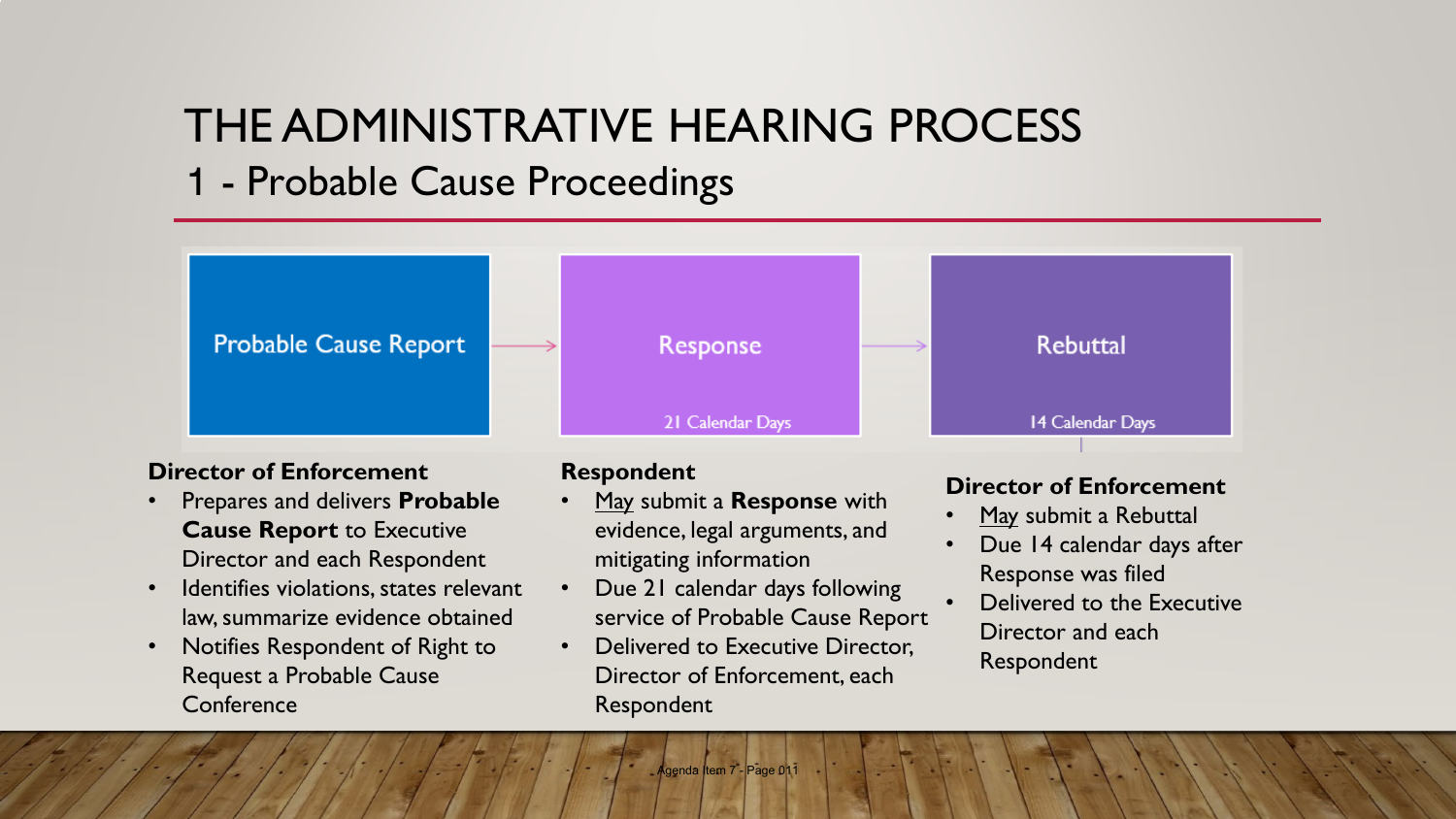# THE ADMINISTRATIVE HEARING PROCESS

## 1 - Probable Cause Proceedings

Probable Cause Report → Response (21 Calendar Days) → Rebuttal (14 Calendar Days)

**Director of Enforcement**

- Prepares and delivers **Probable Cause Report** to Executive Director and each Respondent
- Identifies violations, states relevant law, summarize evidence obtained
- Notifies Respondent of Right to Request a Probable Cause Conference

**Respondent**

- May submit a **Response** with evidence, legal arguments, and mitigating information
- Due 21 calendar days following service of Probable Cause Report
- Delivered to Executive Director, Director of Enforcement, each Respondent

**Director of Enforcement**

- May submit a Rebuttal
- Due 14 calendar days after Response was filed
- Delivered to the Executive Director and each Respondent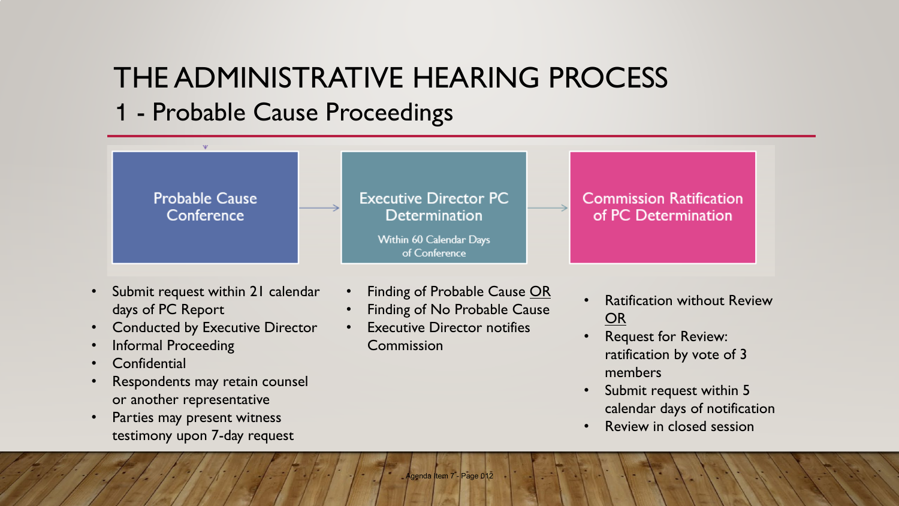# THE ADMINISTRATIVE HEARING PROCESS

## 1 - Probable Cause Proceedings

### Probable Cause Conference

- Submit request within 21 calendar days of PC Report
- Conducted by Executive Director
- Informal Proceeding
- Confidential
- Respondents may retain counsel or another representative
- Parties may present witness testimony upon 7-day request

### Executive Director PC Determination

Within 60 Calendar Days of Conference

- Finding of Probable Cause <u>OR</u>
- Finding of No Probable Cause
- Executive Director notifies Commission

### Commission Ratification of PC Determination

- Ratification without Review <u>OR</u>
- Request for Review: ratification by vote of 3 members
- Submit request within 5 calendar days of notification
- Review in closed session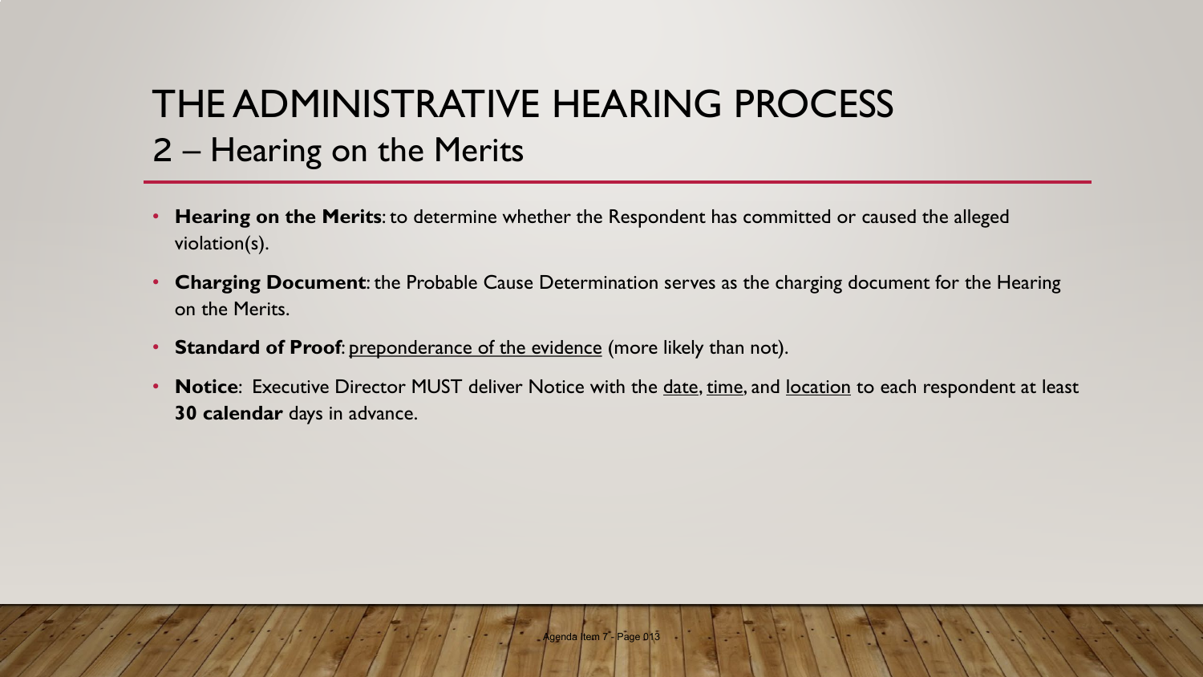# THE ADMINISTRATIVE HEARING PROCESS

## 2 – Hearing on the Merits

- **Hearing on the Merits**: to determine whether the Respondent has committed or caused the alleged violation(s).
- **Charging Document**: the Probable Cause Determination serves as the charging document for the Hearing on the Merits.
- **Standard of Proof**: preponderance of the evidence (more likely than not).
- **Notice**: Executive Director MUST deliver Notice with the date, time, and location to each respondent at least **30 calendar** days in advance.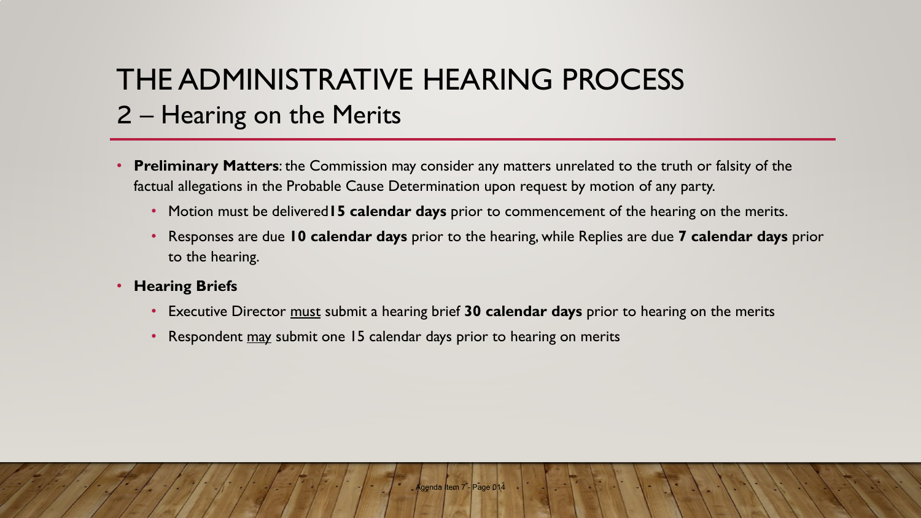# THE ADMINISTRATIVE HEARING PROCESS

## 2 – Hearing on the Merits

- **Preliminary Matters**: the Commission may consider any matters unrelated to the truth or falsity of the factual allegations in the Probable Cause Determination upon request by motion of any party.
  - Motion must be delivered **15 calendar days** prior to commencement of the hearing on the merits.
  - Responses are due **10 calendar days** prior to the hearing, while Replies are due **7 calendar days** prior to the hearing.
- **Hearing Briefs**
  - Executive Director <u>must</u> submit a hearing brief **30 calendar days** prior to hearing on the merits
  - Respondent <u>may</u> submit one 15 calendar days prior to hearing on merits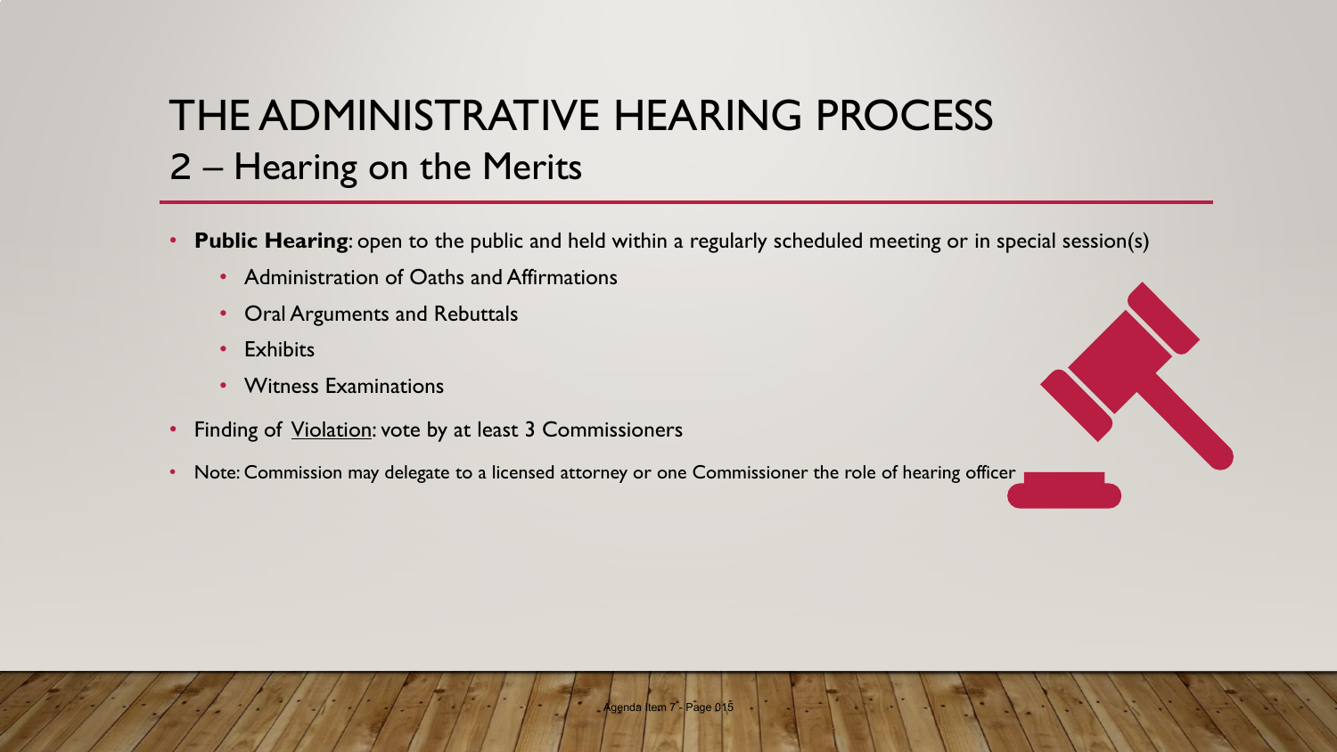# THE ADMINISTRATIVE HEARING PROCESS

## 2 – Hearing on the Merits

- **Public Hearing**: open to the public and held within a regularly scheduled meeting or in special session(s)
  - Administration of Oaths and Affirmations
  - Oral Arguments and Rebuttals
  - Exhibits
  - Witness Examinations
- Finding of <u>Violation</u>: vote by at least 3 Commissioners
- Note: Commission may delegate to a licensed attorney or one Commissioner the role of hearing officer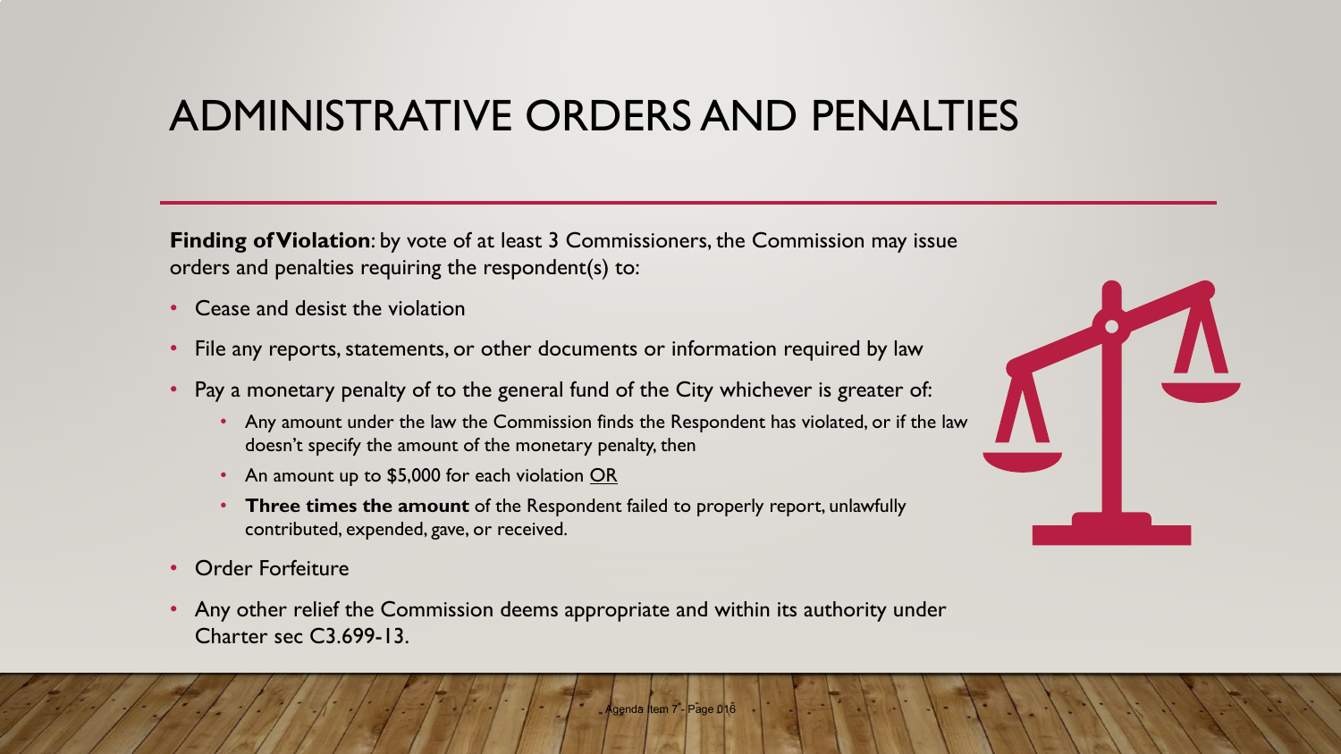# ADMINISTRATIVE ORDERS AND PENALTIES

**Finding of Violation**: by vote of at least 3 Commissioners, the Commission may issue orders and penalties requiring the respondent(s) to:

- Cease and desist the violation
- File any reports, statements, or other documents or information required by law
- Pay a monetary penalty of to the general fund of the City whichever is greater of:
  - Any amount under the law the Commission finds the Respondent has violated, or if the law doesn't specify the amount of the monetary penalty, then
  - An amount up to $5,000 for each violation <u>OR</u>
  - **Three times the amount** of the Respondent failed to properly report, unlawfully contributed, expended, gave, or received.
- Order Forfeiture
- Any other relief the Commission deems appropriate and within its authority under Charter sec C3.699-13.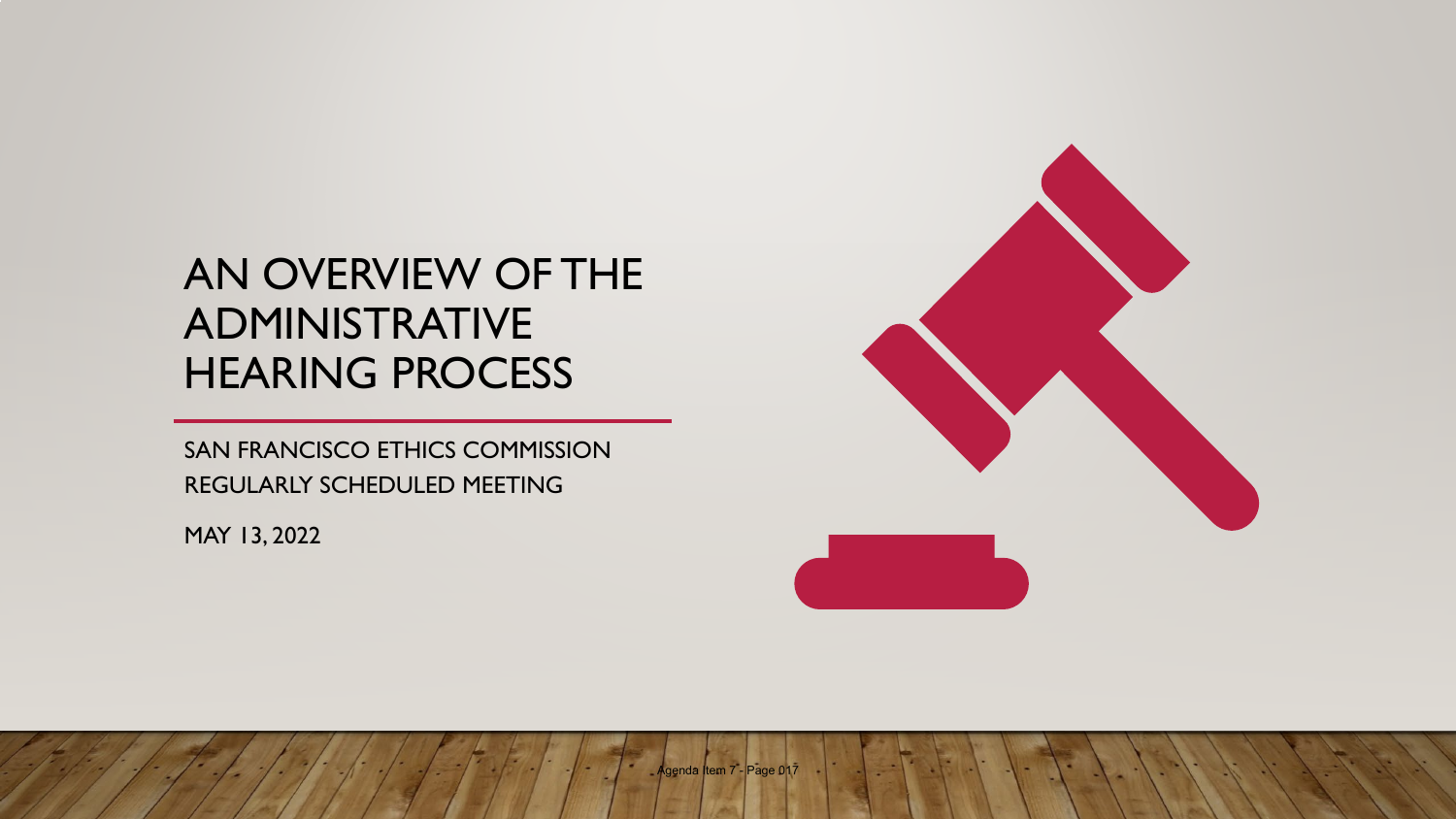# AN OVERVIEW OF THE ADMINISTRATIVE HEARING PROCESS

SAN FRANCISCO ETHICS COMMISSION
REGULARLY SCHEDULED MEETING

MAY 13, 2022